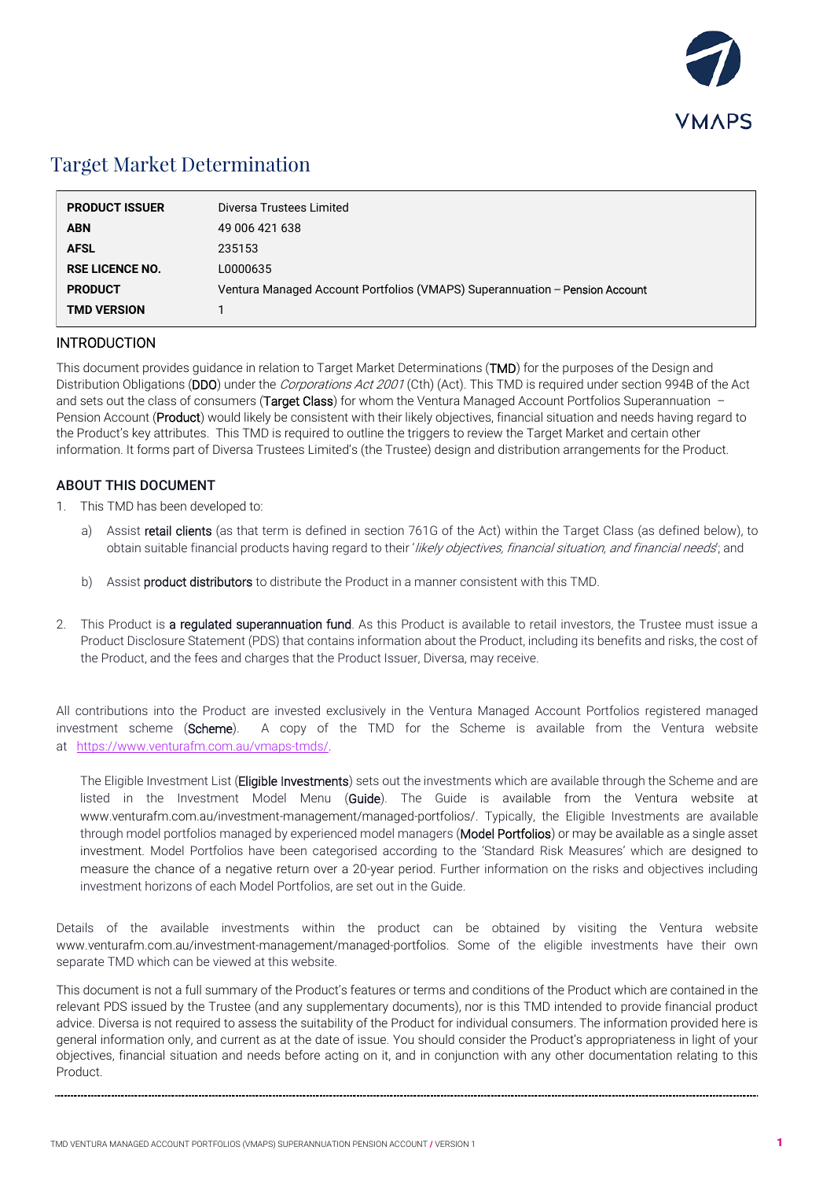# Target Market Determination

| | |
|---|---|
| **PRODUCT ISSUER** | Diversa Trustees Limited |
| **ABN** | 49 006 421 638 |
| **AFSL** | 235153 |
| **RSE LICENCE NO.** | L0000635 |
| **PRODUCT** | Ventura Managed Account Portfolios (VMAPS) Superannuation – Pension Account |
| **TMD VERSION** | 1 |

## INTRODUCTION

This document provides guidance in relation to Target Market Determinations (**TMD**) for the purposes of the Design and Distribution Obligations (**DDO**) under the *Corporations Act 2001* (Cth) (Act). This TMD is required under section 994B of the Act and sets out the class of consumers (**Target Class**) for whom the Ventura Managed Account Portfolios Superannuation – Pension Account (**Product**) would likely be consistent with their likely objectives, financial situation and needs having regard to the Product's key attributes. This TMD is required to outline the triggers to review the Target Market and certain other information. It forms part of Diversa Trustees Limited's (the Trustee) design and distribution arrangements for the Product.

## ABOUT THIS DOCUMENT

1. This TMD has been developed to:

   a) Assist **retail clients** (as that term is defined in section 761G of the Act) within the Target Class (as defined below), to obtain suitable financial products having regard to their '*likely objectives, financial situation, and financial needs*'; and

   b) Assist **product distributors** to distribute the Product in a manner consistent with this TMD.

2. This Product is **a regulated superannuation fund**. As this Product is available to retail investors, the Trustee must issue a Product Disclosure Statement (PDS) that contains information about the Product, including its benefits and risks, the cost of the Product, and the fees and charges that the Product Issuer, Diversa, may receive.

All contributions into the Product are invested exclusively in the Ventura Managed Account Portfolios registered managed investment scheme (**Scheme**). A copy of the TMD for the Scheme is available from the Ventura website at https://www.venturafm.com.au/vmaps-tmds/.

The Eligible Investment List (**Eligible Investments**) sets out the investments which are available through the Scheme and are listed in the Investment Model Menu (**Guide**). The Guide is available from the Ventura website at www.venturafm.com.au/investment-management/managed-portfolios/. Typically, the Eligible Investments are available through model portfolios managed by experienced model managers (**Model Portfolios**) or may be available as a single asset investment. Model Portfolios have been categorised according to the 'Standard Risk Measures' which are designed to measure the chance of a negative return over a 20-year period. Further information on the risks and objectives including investment horizons of each Model Portfolios, are set out in the Guide.

Details of the available investments within the product can be obtained by visiting the Ventura website www.venturafm.com.au/investment-management/managed-portfolios. Some of the eligible investments have their own separate TMD which can be viewed at this website.

This document is not a full summary of the Product's features or terms and conditions of the Product which are contained in the relevant PDS issued by the Trustee (and any supplementary documents), nor is this TMD intended to provide financial product advice. Diversa is not required to assess the suitability of the Product for individual consumers. The information provided here is general information only, and current as at the date of issue. You should consider the Product's appropriateness in light of your objectives, financial situation and needs before acting on it, and in conjunction with any other documentation relating to this Product.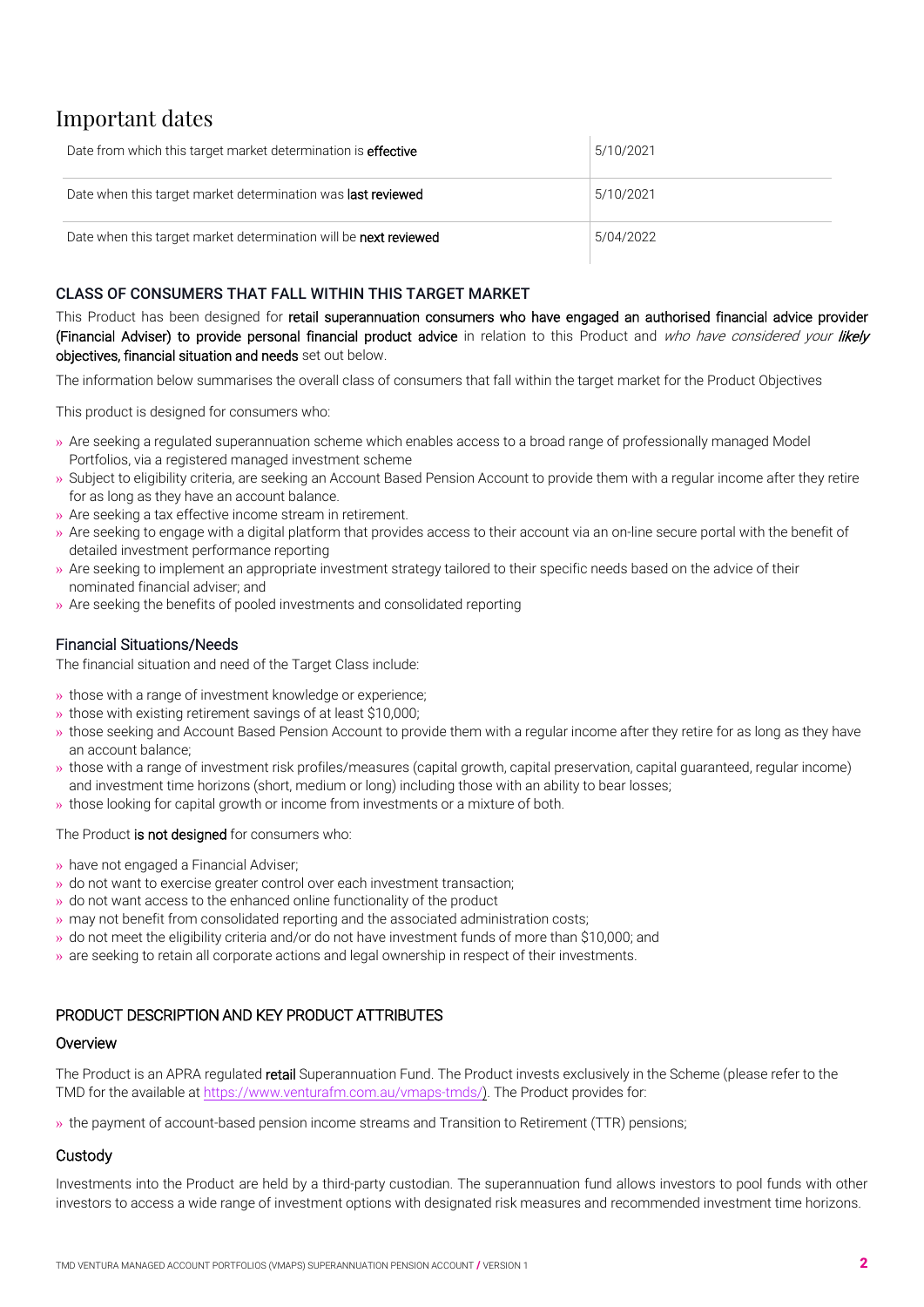# Important dates

| Date from which this target market determination is **effective** | 5/10/2021 |
| --- | --- |
| Date when this target market determination was **last reviewed** | 5/10/2021 |
| Date when this target market determination will be **next reviewed** | 5/04/2022 |

### CLASS OF CONSUMERS THAT FALL WITHIN THIS TARGET MARKET

This Product has been designed for **retail superannuation consumers who have engaged an authorised financial advice provider (Financial Adviser) to provide personal financial product advice** in relation to this Product and *who have considered your* ***likely*** **objectives, financial situation and needs** set out below.

The information below summarises the overall class of consumers that fall within the target market for the Product Objectives

This product is designed for consumers who:

- Are seeking a regulated superannuation scheme which enables access to a broad range of professionally managed Model Portfolios, via a registered managed investment scheme
- Subject to eligibility criteria, are seeking an Account Based Pension Account to provide them with a regular income after they retire for as long as they have an account balance.
- Are seeking a tax effective income stream in retirement.
- Are seeking to engage with a digital platform that provides access to their account via an on-line secure portal with the benefit of detailed investment performance reporting
- Are seeking to implement an appropriate investment strategy tailored to their specific needs based on the advice of their nominated financial adviser; and
- Are seeking the benefits of pooled investments and consolidated reporting

### Financial Situations/Needs

The financial situation and need of the Target Class include:

- those with a range of investment knowledge or experience;
- those with existing retirement savings of at least $10,000;
- those seeking and Account Based Pension Account to provide them with a regular income after they retire for as long as they have an account balance;
- those with a range of investment risk profiles/measures (capital growth, capital preservation, capital guaranteed, regular income) and investment time horizons (short, medium or long) including those with an ability to bear losses;
- those looking for capital growth or income from investments or a mixture of both.

The Product **is not designed** for consumers who:

- have not engaged a Financial Adviser;
- do not want to exercise greater control over each investment transaction;
- do not want access to the enhanced online functionality of the product
- may not benefit from consolidated reporting and the associated administration costs;
- do not meet the eligibility criteria and/or do not have investment funds of more than $10,000; and
- are seeking to retain all corporate actions and legal ownership in respect of their investments.

### PRODUCT DESCRIPTION AND KEY PRODUCT ATTRIBUTES

### Overview

The Product is an APRA regulated **retail** Superannuation Fund. The Product invests exclusively in the Scheme (please refer to the TMD for the available at https://www.venturafm.com.au/vmaps-tmds/). The Product provides for:

- the payment of account-based pension income streams and Transition to Retirement (TTR) pensions;

### Custody

Investments into the Product are held by a third-party custodian. The superannuation fund allows investors to pool funds with other investors to access a wide range of investment options with designated risk measures and recommended investment time horizons.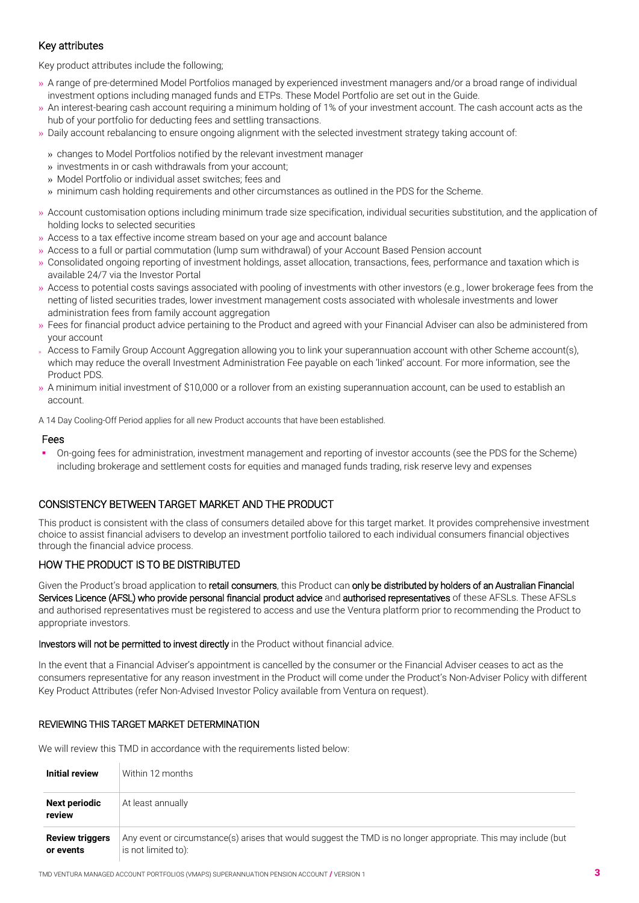### Key attributes

Key product attributes include the following;

- A range of pre-determined Model Portfolios managed by experienced investment managers and/or a broad range of individual investment options including managed funds and ETPs. These Model Portfolio are set out in the Guide.
- An interest-bearing cash account requiring a minimum holding of 1% of your investment account. The cash account acts as the hub of your portfolio for deducting fees and settling transactions.
- Daily account rebalancing to ensure ongoing alignment with the selected investment strategy taking account of:
  - changes to Model Portfolios notified by the relevant investment manager
  - investments in or cash withdrawals from your account;
  - Model Portfolio or individual asset switches; fees and
  - minimum cash holding requirements and other circumstances as outlined in the PDS for the Scheme.
- Account customisation options including minimum trade size specification, individual securities substitution, and the application of holding locks to selected securities
- Access to a tax effective income stream based on your age and account balance
- Access to a full or partial commutation (lump sum withdrawal) of your Account Based Pension account
- Consolidated ongoing reporting of investment holdings, asset allocation, transactions, fees, performance and taxation which is available 24/7 via the Investor Portal
- Access to potential costs savings associated with pooling of investments with other investors (e.g., lower brokerage fees from the netting of listed securities trades, lower investment management costs associated with wholesale investments and lower administration fees from family account aggregation
- Fees for financial product advice pertaining to the Product and agreed with your Financial Adviser can also be administered from your account
- Access to Family Group Account Aggregation allowing you to link your superannuation account with other Scheme account(s), which may reduce the overall Investment Administration Fee payable on each 'linked' account. For more information, see the Product PDS.
- A minimum initial investment of $10,000 or a rollover from an existing superannuation account, can be used to establish an account.

A 14 Day Cooling-Off Period applies for all new Product accounts that have been established.

### Fees

- On-going fees for administration, investment management and reporting of investor accounts (see the PDS for the Scheme) including brokerage and settlement costs for equities and managed funds trading, risk reserve levy and expenses

## CONSISTENCY BETWEEN TARGET MARKET AND THE PRODUCT

This product is consistent with the class of consumers detailed above for this target market. It provides comprehensive investment choice to assist financial advisers to develop an investment portfolio tailored to each individual consumers financial objectives through the financial advice process.

## HOW THE PRODUCT IS TO BE DISTRIBUTED

Given the Product's broad application to **retail consumers**, this Product can **only be distributed by holders of an Australian Financial Services Licence (AFSL) who provide personal financial product advice** and **authorised representatives** of these AFSLs. These AFSLs and authorised representatives must be registered to access and use the Ventura platform prior to recommending the Product to appropriate investors.

**Investors will not be permitted to invest directly** in the Product without financial advice.

In the event that a Financial Adviser's appointment is cancelled by the consumer or the Financial Adviser ceases to act as the consumers representative for any reason investment in the Product will come under the Product's Non-Adviser Policy with different Key Product Attributes (refer Non-Advised Investor Policy available from Ventura on request).

## REVIEWING THIS TARGET MARKET DETERMINATION

We will review this TMD in accordance with the requirements listed below:

| | |
|---|---|
| **Initial review** | Within 12 months |
| **Next periodic review** | At least annually |
| **Review triggers or events** | Any event or circumstance(s) arises that would suggest the TMD is no longer appropriate. This may include (but is not limited to): |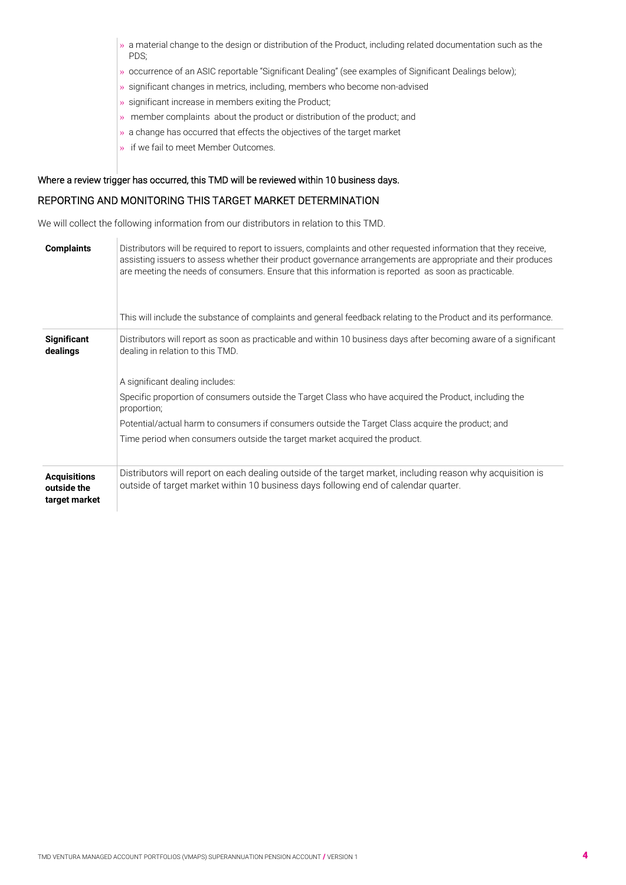- a material change to the design or distribution of the Product, including related documentation such as the PDS;
- occurrence of an ASIC reportable "Significant Dealing" (see examples of Significant Dealings below);
- significant changes in metrics, including, members who become non-advised
- significant increase in members exiting the Product;
- member complaints about the product or distribution of the product; and
- a change has occurred that effects the objectives of the target market
- if we fail to meet Member Outcomes.

Where a review trigger has occurred, this TMD will be reviewed within 10 business days.

## REPORTING AND MONITORING THIS TARGET MARKET DETERMINATION

We will collect the following information from our distributors in relation to this TMD.

| | |
|---|---|
| **Complaints** | Distributors will be required to report to issuers, complaints and other requested information that they receive, assisting issuers to assess whether their product governance arrangements are appropriate and their produces are meeting the needs of consumers. Ensure that this information is reported as soon as practicable.<br><br>This will include the substance of complaints and general feedback relating to the Product and its performance. |
| **Significant dealings** | Distributors will report as soon as practicable and within 10 business days after becoming aware of a significant dealing in relation to this TMD.<br><br>A significant dealing includes:<br>Specific proportion of consumers outside the Target Class who have acquired the Product, including the proportion;<br>Potential/actual harm to consumers if consumers outside the Target Class acquire the product; and<br>Time period when consumers outside the target market acquired the product. |
| **Acquisitions outside the target market** | Distributors will report on each dealing outside of the target market, including reason why acquisition is outside of target market within 10 business days following end of calendar quarter. |